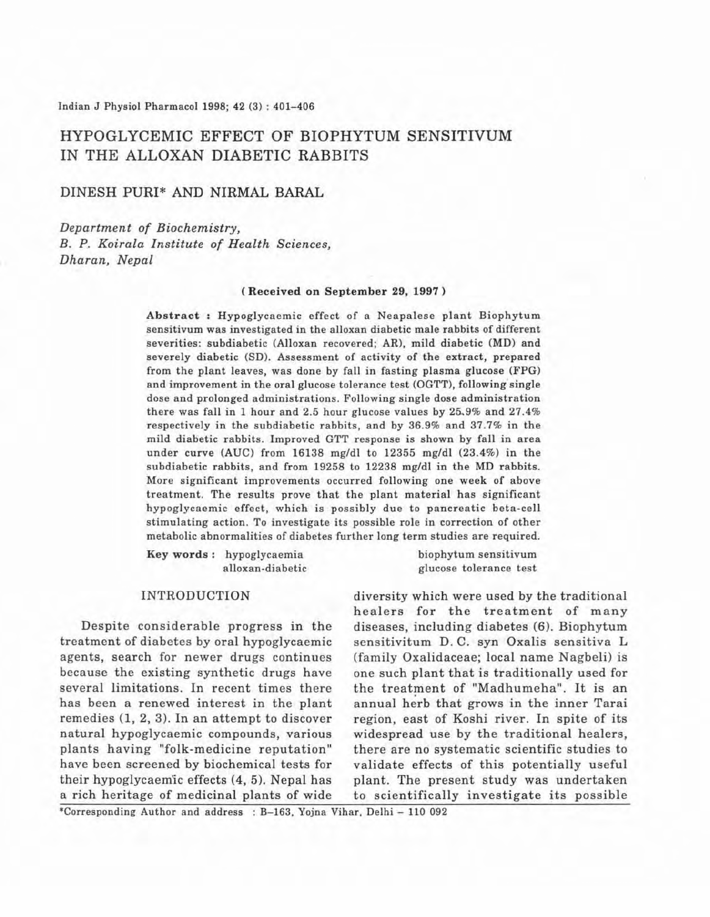# HYPOGLYCEMIC EFFECT OF BIOPHYTUM SENSITIVUM IN THE ALLOXAN DIABETIC RABBITS

## DINESH PURI* AND NIRMAL BARAL

*Department of Biochemistry,*
*B. P. Koirala Institute of Health Sciences,*
*Dharan, Nepal*

**( Received on September 29, 1997 )**

**Abstract :** Hypoglycaemic effect of a Neapalese plant Biophytum sensitivum was investigated in the alloxan diabetic male rabbits of different severities: subdiabetic (Alloxan recovered; AR), mild diabetic (MD) and severely diabetic (SD). Assessment of activity of the extract, prepared from the plant leaves, was done by fall in fasting plasma glucose (FPG) and improvement in the oral glucose tolerance test (OGTT), following single dose and prolonged administrations. Following single dose administration there was fall in 1 hour and 2.5 hour glucose values by 25.9% and 27.4% respectively in the subdiabetic rabbits, and by 36.9% and 37.7% in the mild diabetic rabbits. Improved GTT response is shown by fall in area under curve (AUC) from 16138 mg/dl to 12355 mg/dl (23.4%) in the subdiabetic rabbits, and from 19258 to 12238 mg/dl in the MD rabbits. More significant improvements occurred following one week of above treatment. The results prove that the plant material has significant hypoglycaemic effect, which is possibly due to pancreatic beta-cell stimulating action. To investigate its possible role in correction of other metabolic abnormalities of diabetes further long term studies are required.

**Key words :** hypoglycaemia, alloxan-diabetic, biophytum sensitivum, glucose tolerance test

## INTRODUCTION

Despite considerable progress in the treatment of diabetes by oral hypoglycaemic agents, search for newer drugs continues because the existing synthetic drugs have several limitations. In recent times there has been a renewed interest in the plant remedies (1, 2, 3). In an attempt to discover natural hypoglycaemic compounds, various plants having "folk-medicine reputation" have been screened by biochemical tests for their hypoglycaemic effects (4, 5). Nepal has a rich heritage of medicinal plants of wide diversity which were used by the traditional healers for the treatment of many diseases, including diabetes (6). Biophytum sensitivitum D. C. syn Oxalis sensitiva L (family Oxalidaceae; local name Nagbeli) is one such plant that is traditionally used for the treatment of "Madhumeha". It is an annual herb that grows in the inner Tarai region, east of Koshi river. In spite of its widespread use by the traditional healers, there are no systematic scientific studies to validate effects of this potentially useful plant. The present study was undertaken to scientifically investigate its possible

*Corresponding Author and address : B–163, Yojna Vihar, Delhi – 110 092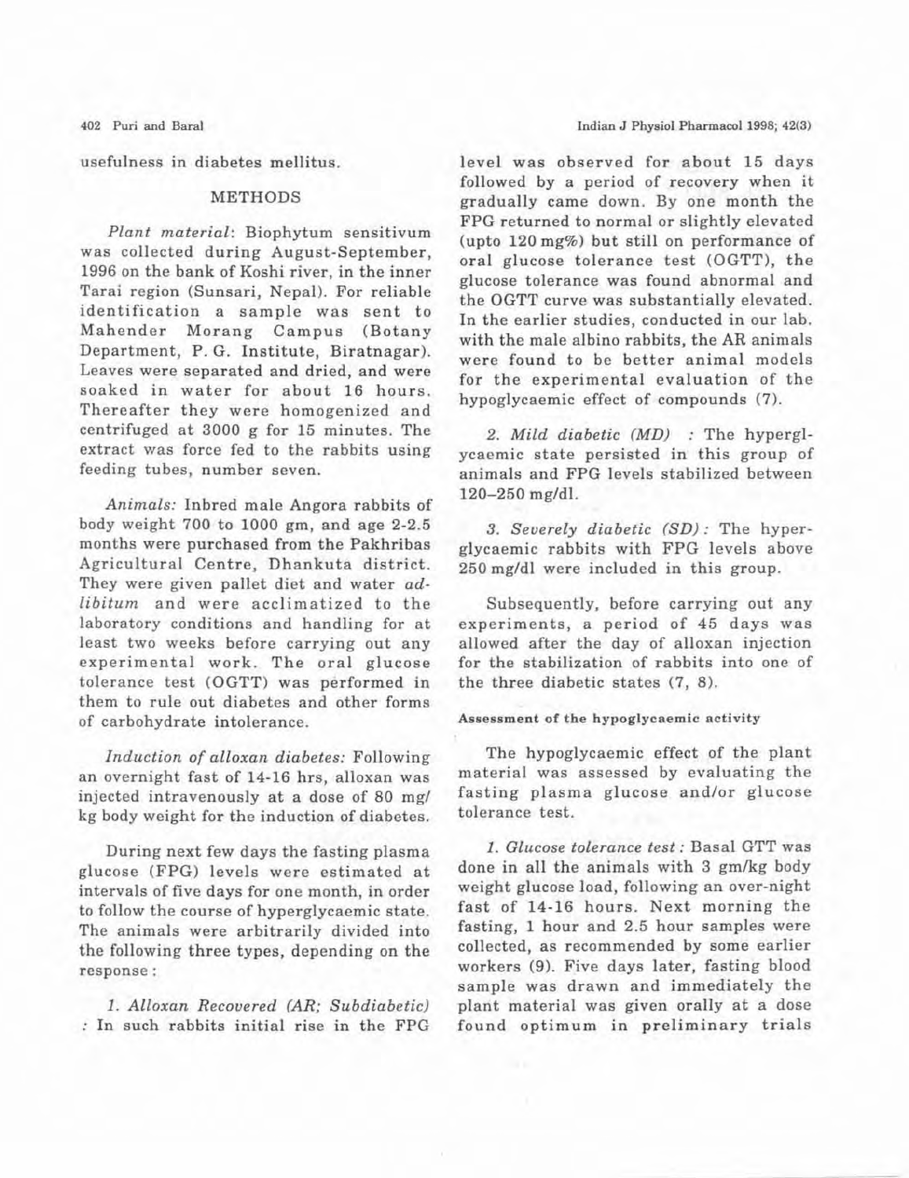usefulness in diabetes mellitus.

## METHODS

*Plant material*: Biophytum sensitivum was collected during August-September, 1996 on the bank of Koshi river, in the inner Tarai region (Sunsari, Nepal). For reliable identification a sample was sent to Mahender Morang Campus (Botany Department, P. G. Institute, Biratnagar). Leaves were separated and dried, and were soaked in water for about 16 hours. Thereafter they were homogenized and centrifuged at 3000 g for 15 minutes. The extract was force fed to the rabbits using feeding tubes, number seven.

*Animals:* Inbred male Angora rabbits of body weight 700 to 1000 gm, and age 2-2.5 months were purchased from the Pakhribas Agricultural Centre, Dhankuta district. They were given pallet diet and water *ad-libitum* and were acclimatized to the laboratory conditions and handling for at least two weeks before carrying out any experimental work. The oral glucose tolerance test (OGTT) was performed in them to rule out diabetes and other forms of carbohydrate intolerance.

*Induction of alloxan diabetes:* Following an overnight fast of 14-16 hrs, alloxan was injected intravenously at a dose of 80 mg/kg body weight for the induction of diabetes.

During next few days the fasting plasma glucose (FPG) levels were estimated at intervals of five days for one month, in order to follow the course of hyperglycaemic state. The animals were arbitrarily divided into the following three types, depending on the response :

*1. Alloxan Recovered (AR; Subdiabetic)* : In such rabbits initial rise in the FPG level was observed for about 15 days followed by a period of recovery when it gradually came down. By one month the FPG returned to normal or slightly elevated (upto 120 mg%) but still on performance of oral glucose tolerance test (OGTT), the glucose tolerance was found abnormal and the OGTT curve was substantially elevated. In the earlier studies, conducted in our lab, with the male albino rabbits, the AR animals were found to be better animal models for the experimental evaluation of the hypoglycaemic effect of compounds (7).

*2. Mild diabetic (MD)* : The hyperglycaemic state persisted in this group of animals and FPG levels stabilized between 120–250 mg/dl.

*3. Severely diabetic (SD)* : The hyperglycaemic rabbits with FPG levels above 250 mg/dl were included in this group.

Subsequently, before carrying out any experiments, a period of 45 days was allowed after the day of alloxan injection for the stabilization of rabbits into one of the three diabetic states (7, 8).

### Assessment of the hypoglycaemic activity

The hypoglycaemic effect of the plant material was assessed by evaluating the fasting plasma glucose and/or glucose tolerance test.

*1. Glucose tolerance test* : Basal GTT was done in all the animals with 3 gm/kg body weight glucose load, following an over-night fast of 14-16 hours. Next morning the fasting, 1 hour and 2.5 hour samples were collected, as recommended by some earlier workers (9). Five days later, fasting blood sample was drawn and immediately the plant material was given orally at a dose found optimum in preliminary trials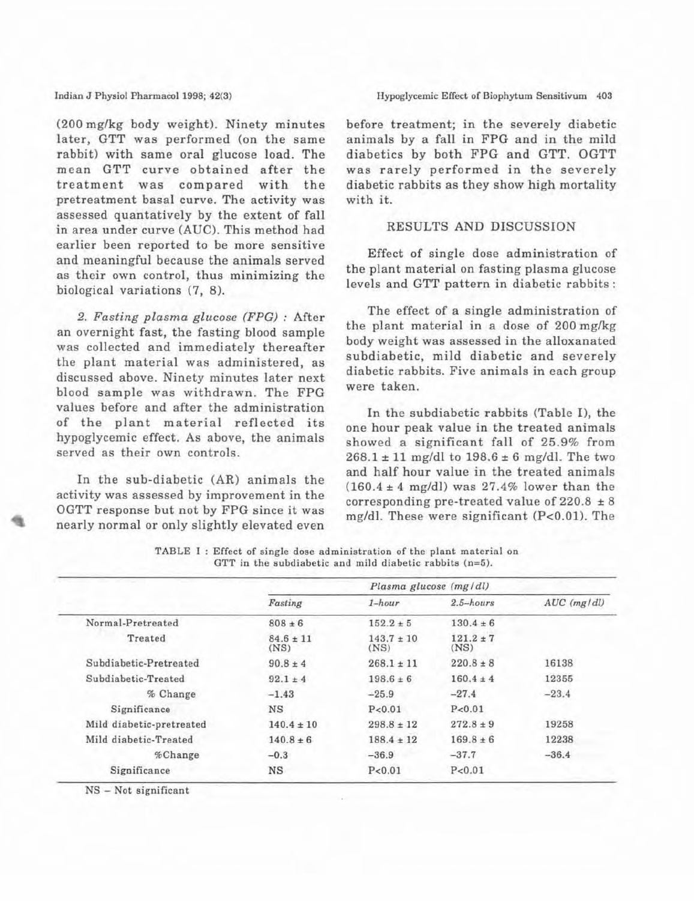(200 mg/kg body weight). Ninety minutes later, GTT was performed (on the same rabbit) with same oral glucose load. The mean GTT curve obtained after the treatment was compared with the pretreatment basal curve. The activity was assessed quantatively by the extent of fall in area under curve (AUC). This method had earlier been reported to be more sensitive and meaningful because the animals served as their own control, thus minimizing the biological variations (7, 8).

*2. Fasting plasma glucose (FPG) :* After an overnight fast, the fasting blood sample was collected and immediately thereafter the plant material was administered, as discussed above. Ninety minutes later next blood sample was withdrawn. The FPG values before and after the administration of the plant material reflected its hypoglycemic effect. As above, the animals served as their own controls.

In the sub-diabetic (AR) animals the activity was assessed by improvement in the OGTT response but not by FPG since it was nearly normal or only slightly elevated even before treatment; in the severely diabetic animals by a fall in FPG and in the mild diabetics by both FPG and GTT. OGTT was rarely performed in the severely diabetic rabbits as they show high mortality with it.

## RESULTS AND DISCUSSION

Effect of single dose administration of the plant material on fasting plasma glucose levels and GTT pattern in diabetic rabbits :

The effect of a single administration of the plant material in a dose of 200 mg/kg body weight was assessed in the alloxanated subdiabetic, mild diabetic and severely diabetic rabbits. Five animals in each group were taken.

In the subdiabetic rabbits (Table I), the one hour peak value in the treated animals showed a significant fall of 25.9% from 268.1 ± 11 mg/dl to 198.6 ± 6 mg/dl. The two and half hour value in the treated animals (160.4 ± 4 mg/dl) was 27.4% lower than the corresponding pre-treated value of 220.8 ± 8 mg/dl. These were significant ($P<0.01$). The

TABLE I : Effect of single dose administration of the plant material on GTT in the subdiabetic and mild diabetic rabbits (n=5).

| | *Plasma glucose (mg/dl)* | | | |
|---|---|---|---|---|
| | *Fasting* | *1-hour* | *2.5-hours* | *AUC (mg/dl)* |
| Normal-Pretreated | 808 ± 6 | 152.2 ± 5 | 130.4 ± 6 | |
| Treated | 84.6 ± 11 (NS) | 143.7 ± 10 (NS) | 121.2 ± 7 (NS) | |
| Subdiabetic-Pretreated | 90.8 ± 4 | 268.1 ± 11 | 220.8 ± 8 | 16138 |
| Subdiabetic-Treated | 92.1 ± 4 | 198.6 ± 6 | 160.4 ± 4 | 12355 |
| % Change | −1.43 | −25.9 | −27.4 | −23.4 |
| Significance | NS | $P<0.01$ | $P<0.01$ | |
| Mild diabetic-pretreated | 140.4 ± 10 | 298.8 ± 12 | 272.8 ± 9 | 19258 |
| Mild diabetic-Treated | 140.8 ± 6 | 188.4 ± 12 | 169.8 ± 6 | 12238 |
| %Change | −0.3 | −36.9 | −37.7 | −36.4 |
| Significance | NS | $P<0.01$ | $P<0.01$ | |

NS – Not significant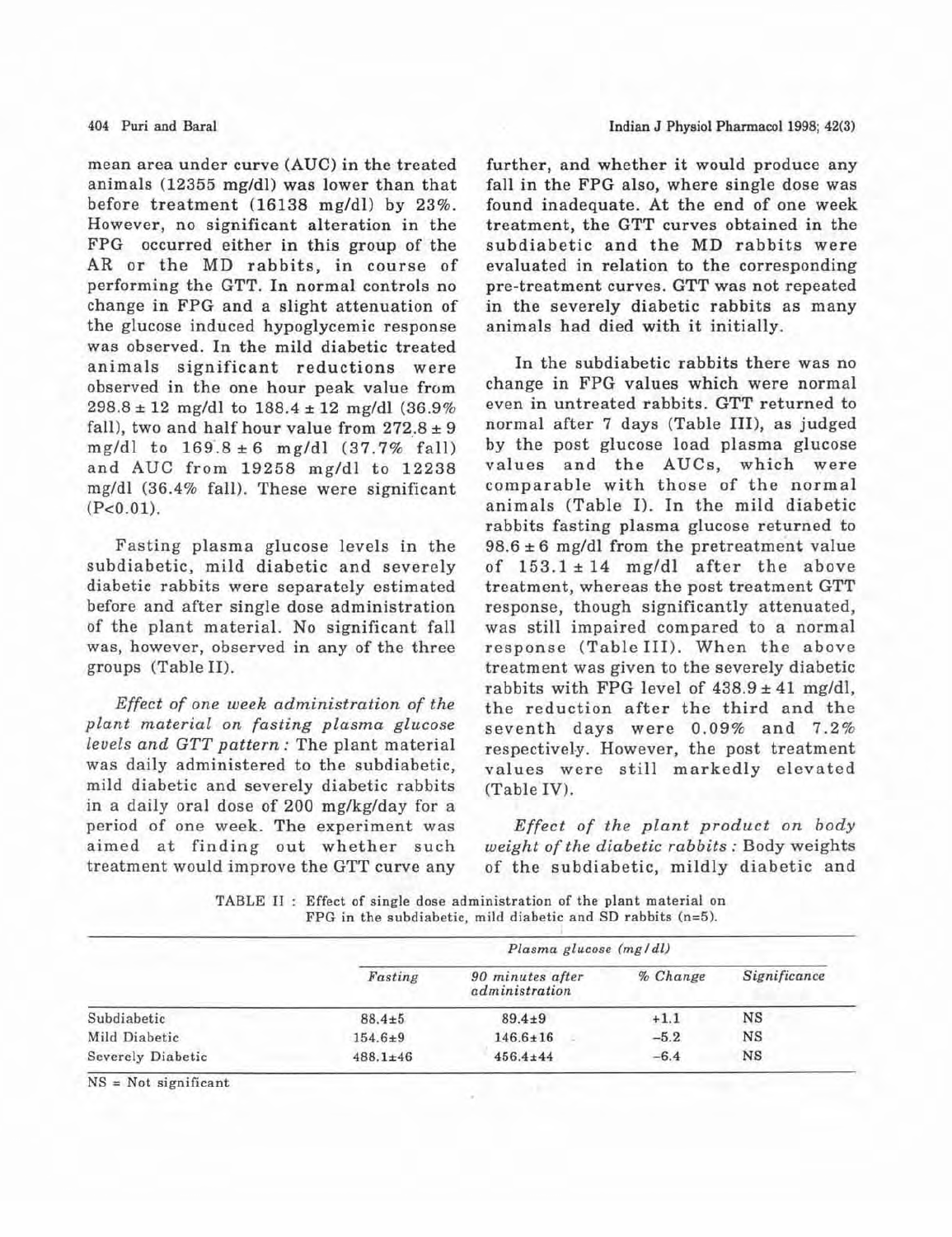mean area under curve (AUC) in the treated animals (12355 mg/dl) was lower than that before treatment (16138 mg/dl) by 23%. However, no significant alteration in the FPG occurred either in this group of the AR or the MD rabbits, in course of performing the GTT. In normal controls no change in FPG and a slight attenuation of the glucose induced hypoglycemic response was observed. In the mild diabetic treated animals significant reductions were observed in the one hour peak value from 298.8 ± 12 mg/dl to 188.4 ± 12 mg/dl (36.9% fall), two and half hour value from 272.8 ± 9 mg/dl to 169.8 ± 6 mg/dl (37.7% fall) and AUC from 19258 mg/dl to 12238 mg/dl (36.4% fall). These were significant ($P<0.01$).

Fasting plasma glucose levels in the subdiabetic, mild diabetic and severely diabetic rabbits were separately estimated before and after single dose administration of the plant material. No significant fall was, however, observed in any of the three groups (Table II).

*Effect of one week administration of the plant material on fasting plasma glucose levels and GTT pattern :* The plant material was daily administered to the subdiabetic, mild diabetic and severely diabetic rabbits in a daily oral dose of 200 mg/kg/day for a period of one week. The experiment was aimed at finding out whether such treatment would improve the GTT curve any further, and whether it would produce any fall in the FPG also, where single dose was found inadequate. At the end of one week treatment, the GTT curves obtained in the subdiabetic and the MD rabbits were evaluated in relation to the corresponding pre-treatment curves. GTT was not repeated in the severely diabetic rabbits as many animals had died with it initially.

In the subdiabetic rabbits there was no change in FPG values which were normal even in untreated rabbits. GTT returned to normal after 7 days (Table III), as judged by the post glucose load plasma glucose values and the AUCs, which were comparable with those of the normal animals (Table I). In the mild diabetic rabbits fasting plasma glucose returned to 98.6 ± 6 mg/dl from the pretreatment value of 153.1 ± 14 mg/dl after the above treatment, whereas the post treatment GTT response, though significantly attenuated, was still impaired compared to a normal response (Table III). When the above treatment was given to the severely diabetic rabbits with FPG level of 438.9 ± 41 mg/dl, the reduction after the third and the seventh days were 0.09% and 7.2% respectively. However, the post treatment values were still markedly elevated (Table IV).

*Effect of the plant product on body weight of the diabetic rabbits :* Body weights of the subdiabetic, mildly diabetic and

TABLE II : Effect of single dose administration of the plant material on FPG in the subdiabetic, mild diabetic and SD rabbits (n=5).

| | Plasma glucose (mg/dl) | | | |
|---|---|---|---|---|
| | Fasting | 90 minutes after administration | % Change | Significance |
| Subdiabetic | 88.4±5 | 89.4±9 | +1.1 | NS |
| Mild Diabetic | 154.6±9 | 146.6±16 | –5.2 | NS |
| Severely Diabetic | 488.1±46 | 456.4±44 | –6.4 | NS |

NS = Not significant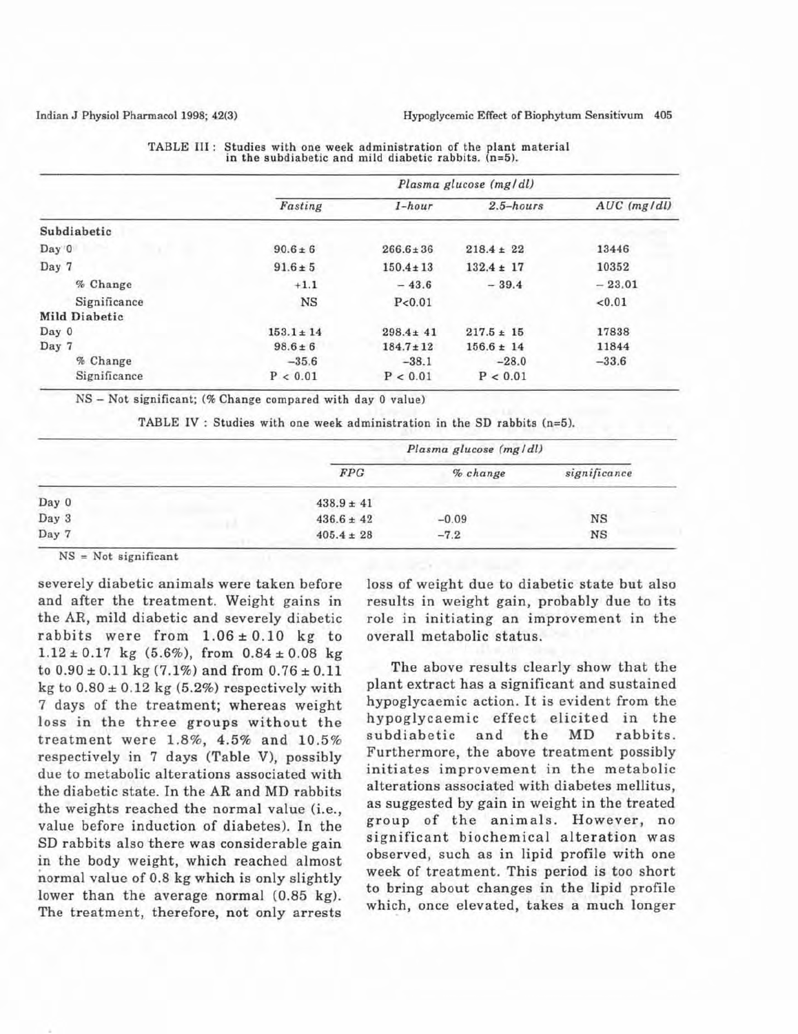TABLE III : Studies with one week administration of the plant material in the subdiabetic and mild diabetic rabbits. (n=5).

| | Plasma glucose (mg/dl) | | | |
|---|---|---|---|---|
| | *Fasting* | *1-hour* | *2.5-hours* | *AUC (mg/dl)* |
| **Subdiabetic** | | | | |
| Day 0 | 90.6± 6 | 266.6±36 | 218.4 ± 22 | 13446 |
| Day 7 | 91.6± 5 | 150.4±13 | 132.4 ± 17 | 10352 |
| % Change | +1.1 | − 43.6 | − 39.4 | − 23.01 |
| Significance | NS | P<0.01 | | <0.01 |
| **Mild Diabetic** | | | | |
| Day 0 | 153.1± 14 | 298.4± 41 | 217.5 ± 15 | 17838 |
| Day 7 | 98.6± 6 | 184.7±12 | 156.6 ± 14 | 11844 |
| % Change | −35.6 | −38.1 | −28.0 | −33.6 |
| Significance | P < 0.01 | P < 0.01 | P < 0.01 | |

NS – Not significant; (% Change compared with day 0 value)

TABLE IV : Studies with one week administration in the SD rabbits (n=5).

| | Plasma glucose (mg/dl) | | |
|---|---|---|---|
| | *FPG* | *% change* | *significance* |
| Day 0 | 438.9 ± 41 | | |
| Day 3 | 436.6 ± 42 | −0.09 | NS |
| Day 7 | 405.4 ± 28 | −7.2 | NS |

NS = Not significant

severely diabetic animals were taken before and after the treatment. Weight gains in the AR, mild diabetic and severely diabetic rabbits were from 1.06 ± 0.10 kg to 1.12 ± 0.17 kg (5.6%), from 0.84 ± 0.08 kg to 0.90 ± 0.11 kg (7.1%) and from 0.76 ± 0.11 kg to 0.80 ± 0.12 kg (5.2%) respectively with 7 days of the treatment; whereas weight loss in the three groups without the treatment were 1.8%, 4.5% and 10.5% respectively in 7 days (Table V), possibly due to metabolic alterations associated with the diabetic state. In the AR and MD rabbits the weights reached the normal value (i.e., value before induction of diabetes). In the SD rabbits also there was considerable gain in the body weight, which reached almost normal value of 0.8 kg which is only slightly lower than the average normal (0.85 kg). The treatment, therefore, not only arrests loss of weight due to diabetic state but also results in weight gain, probably due to its role in initiating an improvement in the overall metabolic status.

The above results clearly show that the plant extract has a significant and sustained hypoglycaemic action. It is evident from the hypoglycaemic effect elicited in the subdiabetic and the MD rabbits. Furthermore, the above treatment possibly initiates improvement in the metabolic alterations associated with diabetes mellitus, as suggested by gain in weight in the treated group of the animals. However, no significant biochemical alteration was observed, such as in lipid profile with one week of treatment. This period is too short to bring about changes in the lipid profile which, once elevated, takes a much longer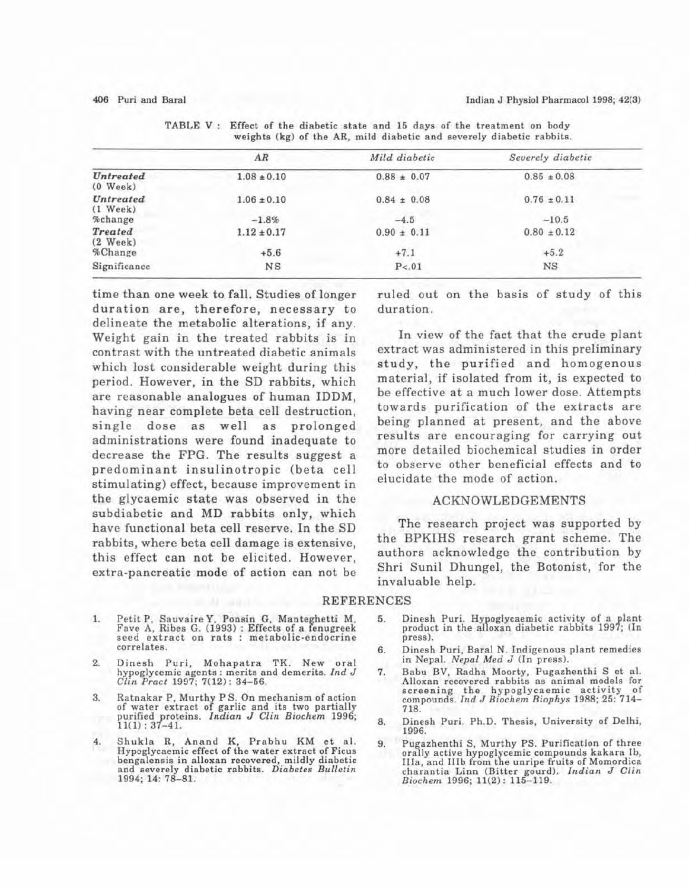TABLE V : Effect of the diabetic state and 15 days of the treatment on body weights (kg) of the AR, mild diabetic and severely diabetic rabbits.

| | *AR* | *Mild diabetic* | *Severely diabetic* |
|---|---|---|---|
| ***Untreated*** (0 Week) | 1.08 ±0.10 | 0.88 ± 0.07 | 0.85 ±0.08 |
| ***Untreated*** (1 Week) | 1.06 ±0.10 | 0.84 ± 0.08 | 0.76 ±0.11 |
| %change | −1.8% | −4.5 | −10.5 |
| ***Treated*** (2 Week) | 1.12 ±0.17 | 0.90 ± 0.11 | 0.80 ±0.12 |
| %Change | +5.6 | +7.1 | +5.2 |
| Significance | NS | P<.01 | NS |

time than one week to fall. Studies of longer duration are, therefore, necessary to delineate the metabolic alterations, if any. Weight gain in the treated rabbits is in contrast with the untreated diabetic animals which lost considerable weight during this period. However, in the SD rabbits, which are reasonable analogues of human IDDM, having near complete beta cell destruction, single dose as well as prolonged administrations were found inadequate to decrease the FPG. The results suggest a predominant insulinotropic (beta cell stimulating) effect, because improvement in the glycaemic state was observed in the subdiabetic and MD rabbits only, which have functional beta cell reserve. In the SD rabbits, where beta cell damage is extensive, this effect can not be elicited. However, extra-pancreatic mode of action can not be ruled out on the basis of study of this duration.

In view of the fact that the crude plant extract was administered in this preliminary study, the purified and homogenous material, if isolated from it, is expected to be effective at a much lower dose. Attempts towards purification of the extracts are being planned at present, and the above results are encouraging for carrying out more detailed biochemical studies in order to observe other beneficial effects and to elucidate the mode of action.

## ACKNOWLEDGEMENTS

The research project was supported by the BPKIHS research grant scheme. The authors acknowledge the contribution by Shri Sunil Dhungel, the Botonist, for the invaluable help.

## REFERENCES

1. Petit P, Sauvaire Y, Ponsin G, Manteghetti M, Fave A, Ribes G. (1993) : Effects of a fenugreek seed extract on rats : metabolic-endocrine correlates.
2. Dinesh Puri, Mohapatra TK. New oral hypoglycemic agents : merits and demerits. *Ind J Clin Pract* 1997; 7(12) : 34–56.
3. Ratnakar P, Murthy PS. On mechanism of action of water extract of garlic and its two partially purified proteins. *Indian J Clin Biochem* 1996; 11(1) : 37–41.
4. Shukla R, Anand K, Prabhu KM et al. Hypoglycaemic effect of the water extract of Ficus bengalensis in alloxan recovered, mildly diabetic and severely diabetic rabbits. *Diabetes Bulletin* 1994; 14: 78–81.
5. Dinesh Puri. Hypoglycaemic activity of a plant product in the alloxan diabetic rabbits 1997; (In press).
6. Dinesh Puri, Baral N. Indigenous plant remedies in Nepal. *Nepal Med J* (In press).
7. Babu BV, Radha Moorty, Pugazhenthi S et al. Alloxan recovered rabbits as animal models for screening the hypoglycaemic activity of compounds. *Ind J Biochem Biophys* 1988; 25: 714–718.
8. Dinesh Puri. Ph.D. Thesis, University of Delhi, 1996.
9. Pugazhenthi S, Murthy PS. Purification of three orally active hypoglycemic compounds kakara Ib, IIIa, and IIIb from the unripe fruits of Momordica charantia Linn (Bitter gourd). *Indian J Clin Biochem* 1996; 11(2) : 115–119.